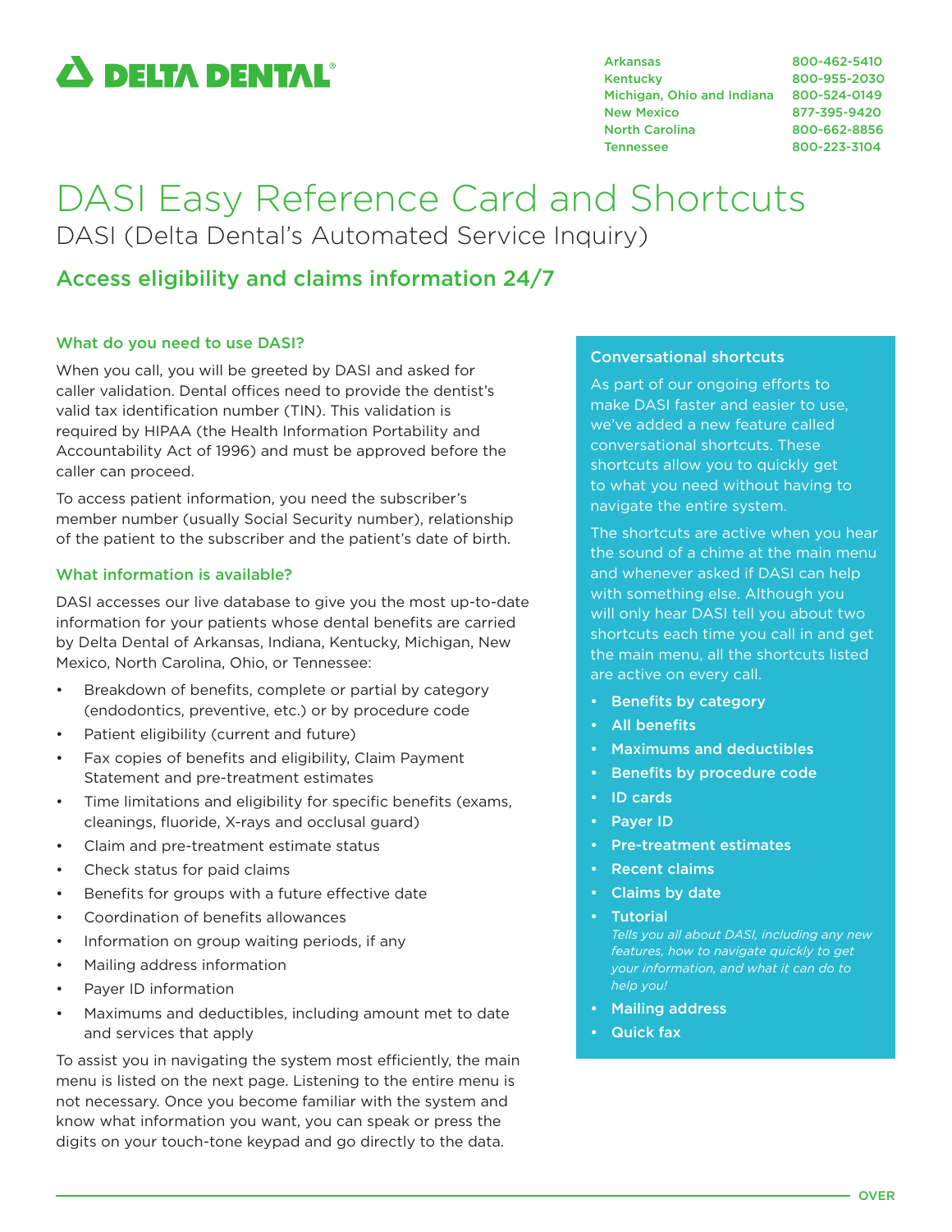# DELTA DENTAL®

| | |
|---|---|
| Arkansas | 800-462-5410 |
| Kentucky | 800-955-2030 |
| Michigan, Ohio and Indiana | 800-524-0149 |
| New Mexico | 877-395-9420 |
| North Carolina | 800-662-8856 |
| Tennessee | 800-223-3104 |

# DASI Easy Reference Card and Shortcuts

DASI (Delta Dental's Automated Service Inquiry)

## Access eligibility and claims information 24/7

### What do you need to use DASI?

When you call, you will be greeted by DASI and asked for caller validation. Dental offices need to provide the dentist's valid tax identification number (TIN). This validation is required by HIPAA (the Health Information Portability and Accountability Act of 1996) and must be approved before the caller can proceed.

To access patient information, you need the subscriber's member number (usually Social Security number), relationship of the patient to the subscriber and the patient's date of birth.

### What information is available?

DASI accesses our live database to give you the most up-to-date information for your patients whose dental benefits are carried by Delta Dental of Arkansas, Indiana, Kentucky, Michigan, New Mexico, North Carolina, Ohio, or Tennessee:

- Breakdown of benefits, complete or partial by category (endodontics, preventive, etc.) or by procedure code
- Patient eligibility (current and future)
- Fax copies of benefits and eligibility, Claim Payment Statement and pre-treatment estimates
- Time limitations and eligibility for specific benefits (exams, cleanings, fluoride, X-rays and occlusal guard)
- Claim and pre-treatment estimate status
- Check status for paid claims
- Benefits for groups with a future effective date
- Coordination of benefits allowances
- Information on group waiting periods, if any
- Mailing address information
- Payer ID information
- Maximums and deductibles, including amount met to date and services that apply

To assist you in navigating the system most efficiently, the main menu is listed on the next page. Listening to the entire menu is not necessary. Once you become familiar with the system and know what information you want, you can speak or press the digits on your touch-tone keypad and go directly to the data.

### Conversational shortcuts

As part of our ongoing efforts to make DASI faster and easier to use, we've added a new feature called conversational shortcuts. These shortcuts allow you to quickly get to what you need without having to navigate the entire system.

The shortcuts are active when you hear the sound of a chime at the main menu and whenever asked if DASI can help with something else. Although you will only hear DASI tell you about two shortcuts each time you call in and get the main menu, all the shortcuts listed are active on every call.

- **Benefits by category**
- **All benefits**
- **Maximums and deductibles**
- **Benefits by procedure code**
- **ID cards**
- **Payer ID**
- **Pre-treatment estimates**
- **Recent claims**
- **Claims by date**
- **Tutorial**
  *Tells you all about DASI, including any new features, how to navigate quickly to get your information, and what it can do to help you!*
- **Mailing address**
- **Quick fax**

OVER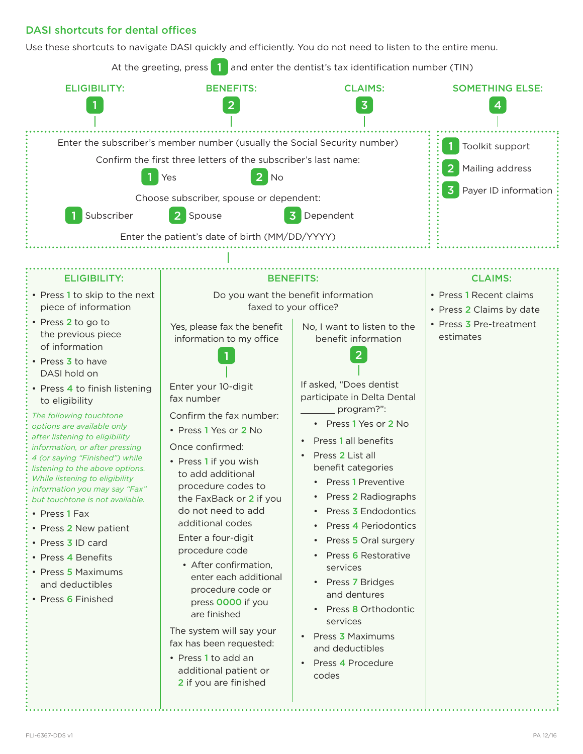## DASI shortcuts for dental offices

Use these shortcuts to navigate DASI quickly and efficiently. You do not need to listen to the entire menu.

At the greeting, press **1** and enter the dentist's tax identification number (TIN)

**ELIGIBILITY: 1** | **BENEFITS: 2** | **CLAIMS: 3** | **SOMETHING ELSE: 4**

### Eligibility (1), Benefits (2), Claims (3)

Enter the subscriber's member number (usually the Social Security number)

Confirm the first three letters of the subscriber's last name:

- **1** Yes
- **2** No

Choose subscriber, spouse or dependent:

- **1** Subscriber
- **2** Spouse
- **3** Dependent

Enter the patient's date of birth (MM/DD/YYYY)

### Something else (4)

- **1** Toolkit support
- **2** Mailing address
- **3** Payer ID information

### ELIGIBILITY:

- Press **1** to skip to the next piece of information
- Press **2** to go to the previous piece of information
- Press **3** to have DASI hold on
- Press **4** to finish listening to eligibility

*The following touchtone options are available only after listening to eligibility information, or after pressing 4 (or saying "Finished") while listening to the above options. While listening to eligibility information you may say "Fax" but touchtone is not available.*

- Press **1** Fax
- Press **2** New patient
- Press **3** ID card
- Press **4** Benefits
- Press **5** Maximums and deductibles
- Press **6** Finished

### BENEFITS:

Do you want the benefit information faxed to your office?

**Yes, please fax the benefit information to my office — 1**

Enter your 10-digit fax number

Confirm the fax number:

- Press **1** Yes or **2** No

Once confirmed:

- Press **1** if you wish to add additional procedure codes to the FaxBack or **2** if you do not need to add additional codes

  Enter a four-digit procedure code

  - After confirmation, enter each additional procedure code or press **0000** if you are finished

The system will say your fax has been requested:

- Press **1** to add an additional patient or **2** if you are finished

**No, I want to listen to the benefit information — 2**

If asked, "Does dentist participate in Delta Dental _______ program?":

- Press **1** Yes or **2** No

- Press **1** all benefits
- Press **2** List all benefit categories
  - Press **1** Preventive
  - Press **2** Radiographs
  - Press **3** Endodontics
  - Press **4** Periodontics
  - Press **5** Oral surgery
  - Press **6** Restorative services
  - Press **7** Bridges and dentures
  - Press **8** Orthodontic services
- Press **3** Maximums and deductibles
- Press **4** Procedure codes

### CLAIMS:

- Press **1** Recent claims
- Press **2** Claims by date
- Press **3** Pre-treatment estimates

FLI-6367-DDS v1

PA 12/16